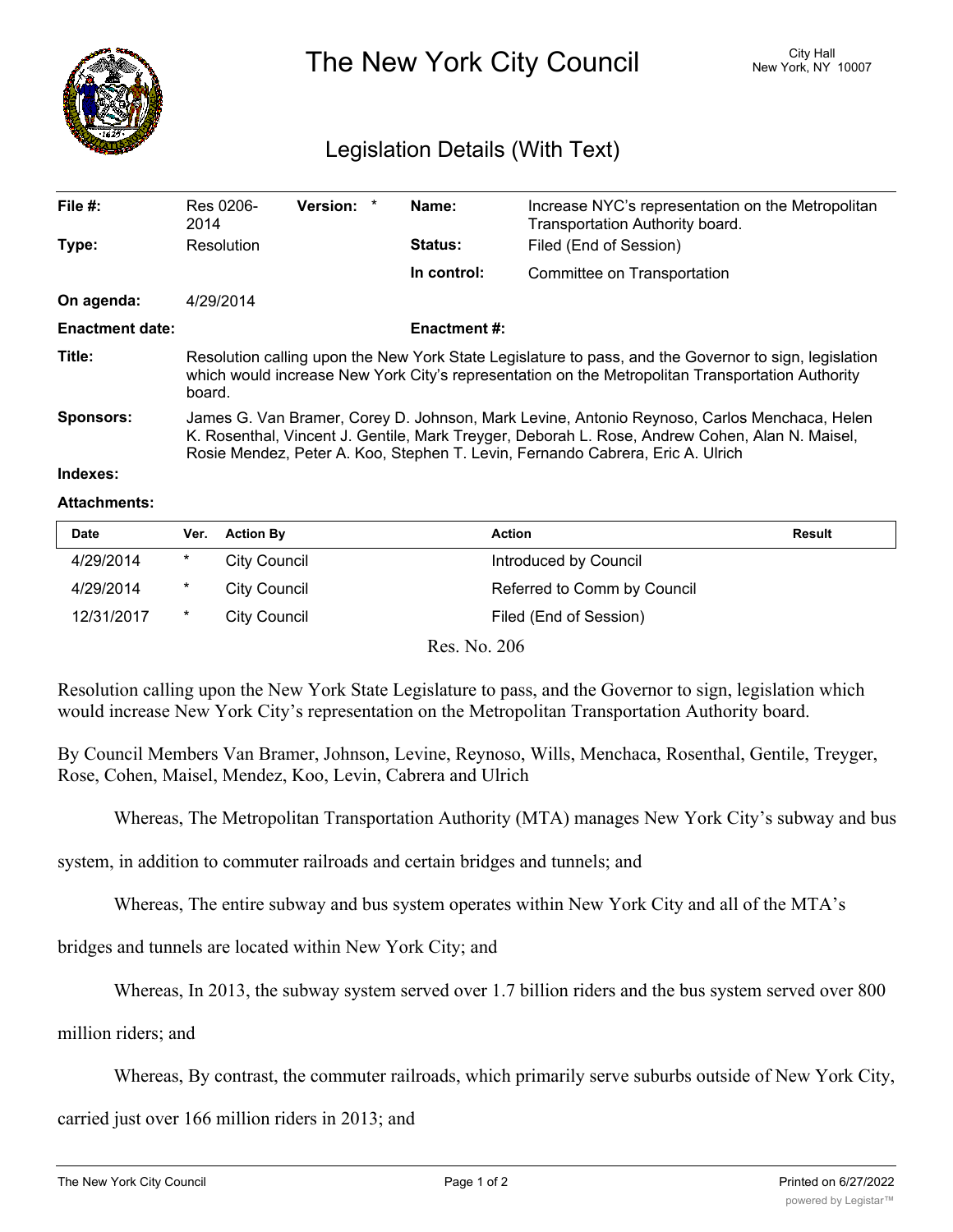# The New York City Council

City Hall
New York, NY 10007

## Legislation Details (With Text)

| | | | |
|---|---|---|---|
| **File #:** | Res 0206-2014 **Version:** * | **Name:** | Increase NYC's representation on the Metropolitan Transportation Authority board. |
| **Type:** | Resolution | **Status:** | Filed (End of Session) |
| | | **In control:** | Committee on Transportation |
| **On agenda:** | 4/29/2014 | | |
| **Enactment date:** | | **Enactment #:** | |

**Title:** Resolution calling upon the New York State Legislature to pass, and the Governor to sign, legislation which would increase New York City's representation on the Metropolitan Transportation Authority board.

**Sponsors:** James G. Van Bramer, Corey D. Johnson, Mark Levine, Antonio Reynoso, Carlos Menchaca, Helen K. Rosenthal, Vincent J. Gentile, Mark Treyger, Deborah L. Rose, Andrew Cohen, Alan N. Maisel, Rosie Mendez, Peter A. Koo, Stephen T. Levin, Fernando Cabrera, Eric A. Ulrich

**Indexes:**

**Attachments:**

| Date | Ver. | Action By | Action | Result |
|---|---|---|---|---|
| 4/29/2014 | * | City Council | Introduced by Council | |
| 4/29/2014 | * | City Council | Referred to Comm by Council | |
| 12/31/2017 | * | City Council | Filed (End of Session) | |

Res. No. 206

Resolution calling upon the New York State Legislature to pass, and the Governor to sign, legislation which would increase New York City's representation on the Metropolitan Transportation Authority board.

By Council Members Van Bramer, Johnson, Levine, Reynoso, Wills, Menchaca, Rosenthal, Gentile, Treyger, Rose, Cohen, Maisel, Mendez, Koo, Levin, Cabrera and Ulrich

Whereas, The Metropolitan Transportation Authority (MTA) manages New York City's subway and bus system, in addition to commuter railroads and certain bridges and tunnels; and

Whereas, The entire subway and bus system operates within New York City and all of the MTA's bridges and tunnels are located within New York City; and

Whereas, In 2013, the subway system served over 1.7 billion riders and the bus system served over 800 million riders; and

Whereas, By contrast, the commuter railroads, which primarily serve suburbs outside of New York City, carried just over 166 million riders in 2013; and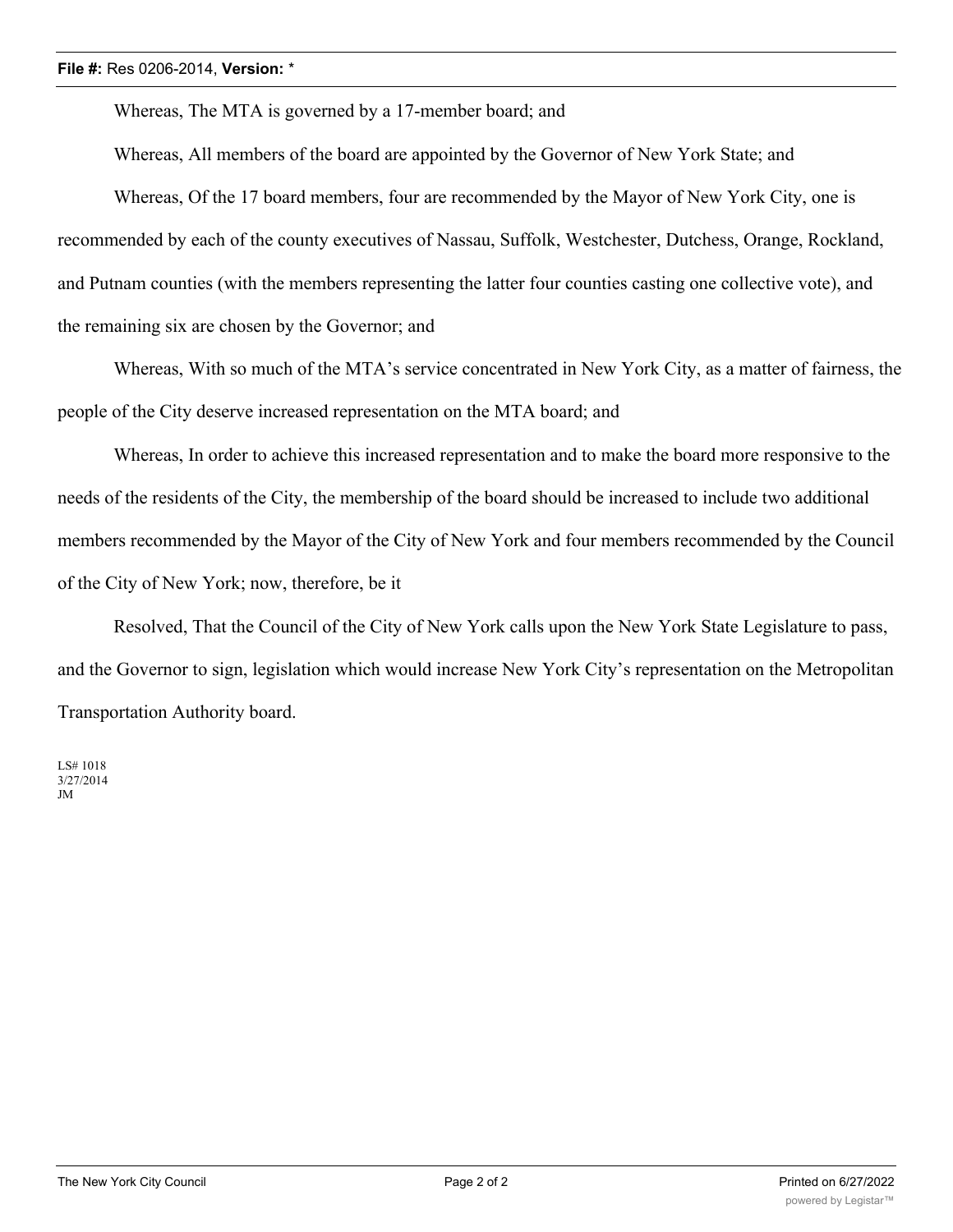Whereas, The MTA is governed by a 17-member board; and

Whereas, All members of the board are appointed by the Governor of New York State; and

Whereas, Of the 17 board members, four are recommended by the Mayor of New York City, one is recommended by each of the county executives of Nassau, Suffolk, Westchester, Dutchess, Orange, Rockland, and Putnam counties (with the members representing the latter four counties casting one collective vote), and the remaining six are chosen by the Governor; and

Whereas, With so much of the MTA's service concentrated in New York City, as a matter of fairness, the people of the City deserve increased representation on the MTA board; and

Whereas, In order to achieve this increased representation and to make the board more responsive to the needs of the residents of the City, the membership of the board should be increased to include two additional members recommended by the Mayor of the City of New York and four members recommended by the Council of the City of New York; now, therefore, be it

Resolved, That the Council of the City of New York calls upon the New York State Legislature to pass, and the Governor to sign, legislation which would increase New York City's representation on the Metropolitan Transportation Authority board.

LS# 1018
3/27/2014
JM